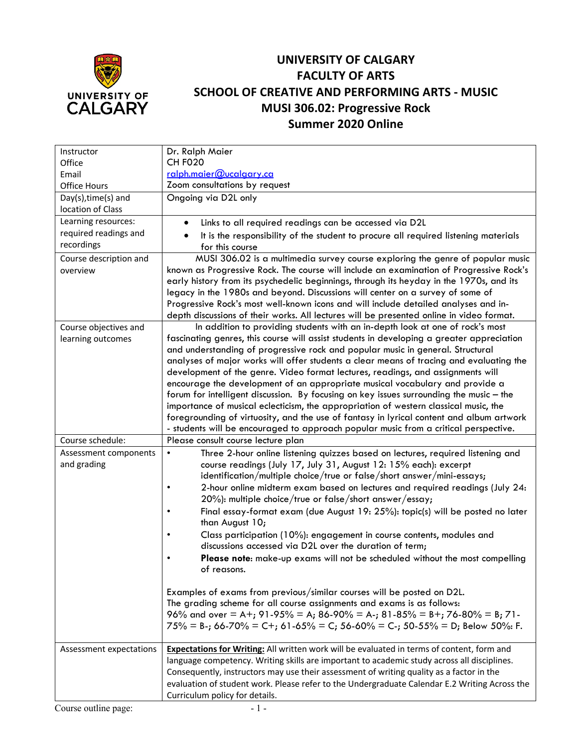# UNIVERSITY OF CALGARY
# FACULTY OF ARTS
# SCHOOL OF CREATIVE AND PERFORMING ARTS - MUSIC
# MUSI 306.02: Progressive Rock
# Summer 2020 Online

| | |
|---|---|
| Instructor<br>Office<br>Email<br>Office Hours | Dr. Ralph Maier<br>CH F020<br>ralph.maier@ucalgary.ca<br>Zoom consultations by request |
| Day(s),time(s) and location of Class | Ongoing via D2L only |
| Learning resources: required readings and recordings | • Links to all required readings can be accessed via D2L<br>• It is the responsibility of the student to procure all required listening materials for this course |
| Course description and overview | MUSI 306.02 is a multimedia survey course exploring the genre of popular music known as Progressive Rock. The course will include an examination of Progressive Rock's early history from its psychedelic beginnings, through its heyday in the 1970s, and its legacy in the 1980s and beyond. Discussions will center on a survey of some of Progressive Rock's most well-known icons and will include detailed analyses and in-depth discussions of their works. All lectures will be presented online in video format. |
| Course objectives and learning outcomes | In addition to providing students with an in-depth look at one of rock's most fascinating genres, this course will assist students in developing a greater appreciation and understanding of progressive rock and popular music in general. Structural analyses of major works will offer students a clear means of tracing and evaluating the development of the genre. Video format lectures, readings, and assignments will encourage the development of an appropriate musical vocabulary and provide a forum for intelligent discussion. By focusing on key issues surrounding the music – the importance of musical eclecticism, the appropriation of western classical music, the foregrounding of virtuosity, and the use of fantasy in lyrical content and album artwork - students will be encouraged to approach popular music from a critical perspective. |
| Course schedule: | Please consult course lecture plan |
| Assessment components and grading | • Three 2-hour online listening quizzes based on lectures, required listening and course readings (July 17, July 31, August 12: 15% each): excerpt identification/multiple choice/true or false/short answer/mini-essays;<br>• 2-hour online midterm exam based on lectures and required readings (July 24: 20%): multiple choice/true or false/short answer/essay;<br>• Final essay-format exam (due August 19: 25%): topic(s) will be posted no later than August 10;<br>• Class participation (10%): engagement in course contents, modules and discussions accessed via D2L over the duration of term;<br>• **Please note**: make-up exams will not be scheduled without the most compelling of reasons.<br><br>Examples of exams from previous/similar courses will be posted on D2L.<br>The grading scheme for all course assignments and exams is as follows:<br>96% and over = A+; 91-95% = A; 86-90% = A-; 81-85% = B+; 76-80% = B; 71-75% = B-; 66-70% = C+; 61-65% = C; 56-60% = C-; 50-55% = D; Below 50%: F. |
| Assessment expectations | **Expectations for Writing:** All written work will be evaluated in terms of content, form and language competency. Writing skills are important to academic study across all disciplines. Consequently, instructors may use their assessment of writing quality as a factor in the evaluation of student work. Please refer to the Undergraduate Calendar E.2 Writing Across the Curriculum policy for details. |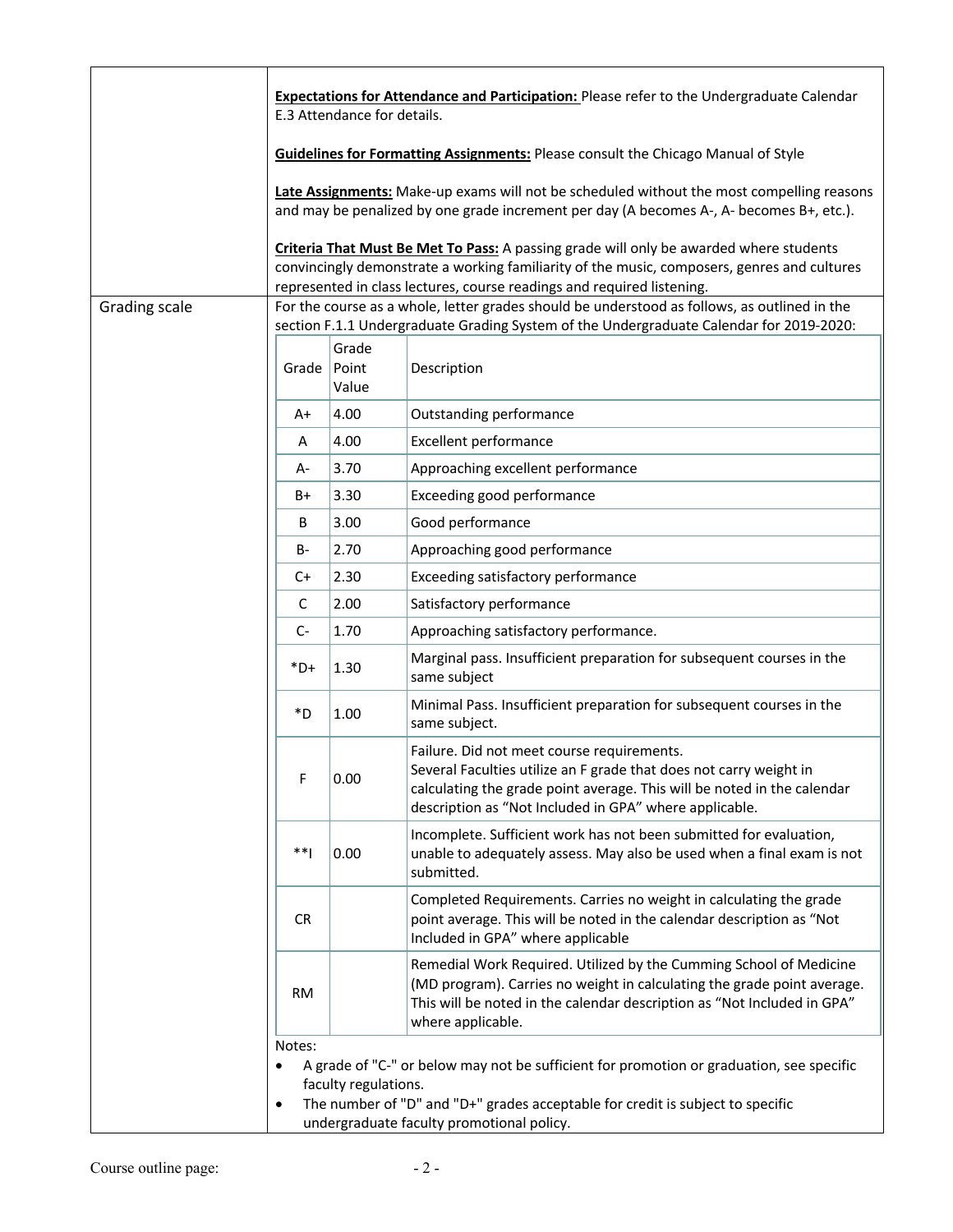**Expectations for Attendance and Participation:** Please refer to the Undergraduate Calendar E.3 Attendance for details.

**Guidelines for Formatting Assignments:** Please consult the Chicago Manual of Style

**Late Assignments:** Make-up exams will not be scheduled without the most compelling reasons and may be penalized by one grade increment per day (A becomes A-, A- becomes B+, etc.).

**Criteria That Must Be Met To Pass:** A passing grade will only be awarded where students convincingly demonstrate a working familiarity of the music, composers, genres and cultures represented in class lectures, course readings and required listening.

**Grading scale**

For the course as a whole, letter grades should be understood as follows, as outlined in the section F.1.1 Undergraduate Grading System of the Undergraduate Calendar for 2019-2020:

| Grade | Grade Point Value | Description |
|---|---|---|
| A+ | 4.00 | Outstanding performance |
| A | 4.00 | Excellent performance |
| A- | 3.70 | Approaching excellent performance |
| B+ | 3.30 | Exceeding good performance |
| B | 3.00 | Good performance |
| B- | 2.70 | Approaching good performance |
| C+ | 2.30 | Exceeding satisfactory performance |
| C | 2.00 | Satisfactory performance |
| C- | 1.70 | Approaching satisfactory performance. |
| *D+ | 1.30 | Marginal pass. Insufficient preparation for subsequent courses in the same subject |
| *D | 1.00 | Minimal Pass. Insufficient preparation for subsequent courses in the same subject. |
| F | 0.00 | Failure. Did not meet course requirements. Several Faculties utilize an F grade that does not carry weight in calculating the grade point average. This will be noted in the calendar description as "Not Included in GPA" where applicable. |
| **I | 0.00 | Incomplete. Sufficient work has not been submitted for evaluation, unable to adequately assess. May also be used when a final exam is not submitted. |
| CR | | Completed Requirements. Carries no weight in calculating the grade point average. This will be noted in the calendar description as "Not Included in GPA" where applicable |
| RM | | Remedial Work Required. Utilized by the Cumming School of Medicine (MD program). Carries no weight in calculating the grade point average. This will be noted in the calendar description as "Not Included in GPA" where applicable. |

Notes:

- A grade of "C-" or below may not be sufficient for promotion or graduation, see specific faculty regulations.
- The number of "D" and "D+" grades acceptable for credit is subject to specific undergraduate faculty promotional policy.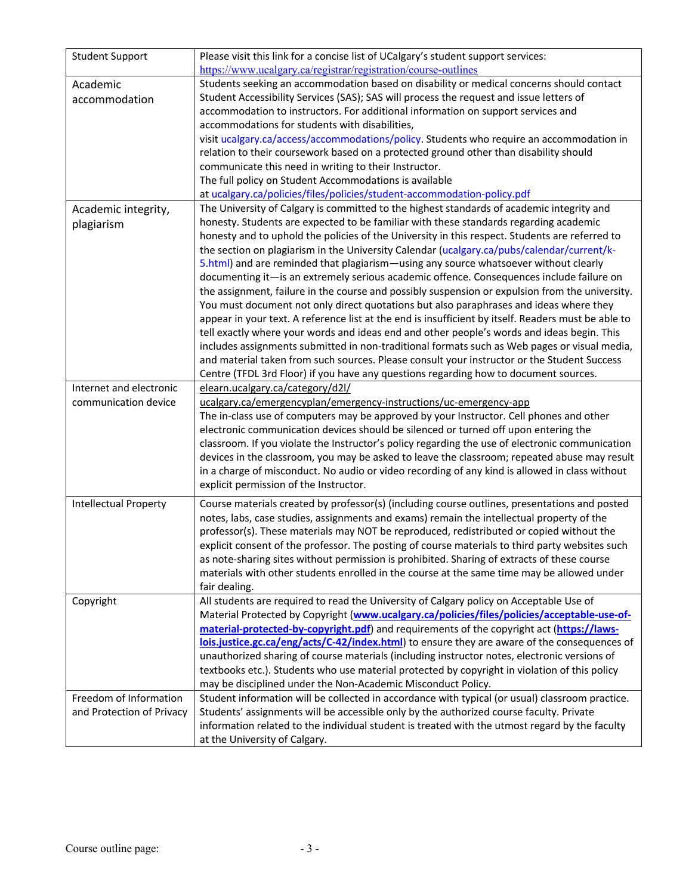| | |
|---|---|
| Student Support | Please visit this link for a concise list of UCalgary's student support services: https://www.ucalgary.ca/registrar/registration/course-outlines |
| Academic accommodation | Students seeking an accommodation based on disability or medical concerns should contact Student Accessibility Services (SAS); SAS will process the request and issue letters of accommodation to instructors. For additional information on support services and accommodations for students with disabilities, visit ucalgary.ca/access/accommodations/policy. Students who require an accommodation in relation to their coursework based on a protected ground other than disability should communicate this need in writing to their Instructor. The full policy on Student Accommodations is available at ucalgary.ca/policies/files/policies/student-accommodation-policy.pdf |
| Academic integrity, plagiarism | The University of Calgary is committed to the highest standards of academic integrity and honesty. Students are expected to be familiar with these standards regarding academic honesty and to uphold the policies of the University in this respect. Students are referred to the section on plagiarism in the University Calendar (ucalgary.ca/pubs/calendar/current/k-5.html) and are reminded that plagiarism—using any source whatsoever without clearly documenting it—is an extremely serious academic offence. Consequences include failure on the assignment, failure in the course and possibly suspension or expulsion from the university. You must document not only direct quotations but also paraphrases and ideas where they appear in your text. A reference list at the end is insufficient by itself. Readers must be able to tell exactly where your words and ideas end and other people's words and ideas begin. This includes assignments submitted in non-traditional formats such as Web pages or visual media, and material taken from such sources. Please consult your instructor or the Student Success Centre (TFDL 3rd Floor) if you have any questions regarding how to document sources. |
| Internet and electronic communication device | elearn.ucalgary.ca/category/d2l/ ucalgary.ca/emergencyplan/emergency-instructions/uc-emergency-app The in-class use of computers may be approved by your Instructor. Cell phones and other electronic communication devices should be silenced or turned off upon entering the classroom. If you violate the Instructor's policy regarding the use of electronic communication devices in the classroom, you may be asked to leave the classroom; repeated abuse may result in a charge of misconduct. No audio or video recording of any kind is allowed in class without explicit permission of the Instructor. |
| Intellectual Property | Course materials created by professor(s) (including course outlines, presentations and posted notes, labs, case studies, assignments and exams) remain the intellectual property of the professor(s). These materials may NOT be reproduced, redistributed or copied without the explicit consent of the professor. The posting of course materials to third party websites such as note-sharing sites without permission is prohibited. Sharing of extracts of these course materials with other students enrolled in the course at the same time may be allowed under fair dealing. |
| Copyright | All students are required to read the University of Calgary policy on Acceptable Use of Material Protected by Copyright (**www.ucalgary.ca/policies/files/policies/acceptable-use-of-material-protected-by-copyright.pdf**) and requirements of the copyright act (**https://laws-lois.justice.gc.ca/eng/acts/C-42/index.html**) to ensure they are aware of the consequences of unauthorized sharing of course materials (including instructor notes, electronic versions of textbooks etc.). Students who use material protected by copyright in violation of this policy may be disciplined under the Non-Academic Misconduct Policy. |
| Freedom of Information and Protection of Privacy | Student information will be collected in accordance with typical (or usual) classroom practice. Students' assignments will be accessible only by the authorized course faculty. Private information related to the individual student is treated with the utmost regard by the faculty at the University of Calgary. |